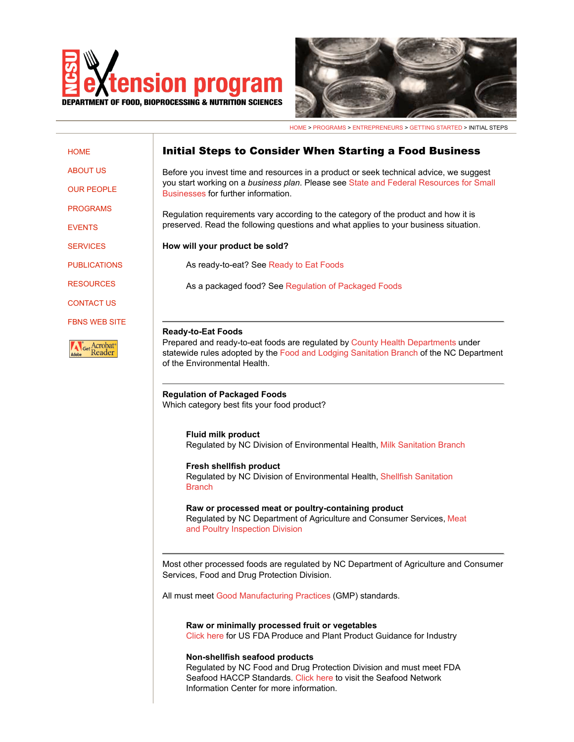NCSU extension program

DEPARTMENT OF FOOD, BIOPROCESSING & NUTRITION SCIENCES

HOME > PROGRAMS > ENTREPRENEURS > GETTING STARTED > INITIAL STEPS

- HOME
- ABOUT US
- OUR PEOPLE
- PROGRAMS
- EVENTS
- SERVICES
- PUBLICATIONS
- RESOURCES
- CONTACT US
- FBNS WEB SITE

# Initial Steps to Consider When Starting a Food Business

Before you invest time and resources in a product or seek technical advice, we suggest you start working on a *business plan*. Please see State and Federal Resources for Small Businesses for further information.

Regulation requirements vary according to the category of the product and how it is preserved. Read the following questions and what applies to your business situation.

**How will your product be sold?**

As ready-to-eat? See Ready to Eat Foods

As a packaged food? See Regulation of Packaged Foods

---

**Ready-to-Eat Foods**

Prepared and ready-to-eat foods are regulated by County Health Departments under statewide rules adopted by the Food and Lodging Sanitation Branch of the NC Department of the Environmental Health.

---

**Regulation of Packaged Foods**

Which category best fits your food product?

**Fluid milk product**
Regulated by NC Division of Environmental Health, Milk Sanitation Branch

**Fresh shellfish product**
Regulated by NC Division of Environmental Health, Shellfish Sanitation Branch

**Raw or processed meat or poultry-containing product**
Regulated by NC Department of Agriculture and Consumer Services, Meat and Poultry Inspection Division

---

Most other processed foods are regulated by NC Department of Agriculture and Consumer Services, Food and Drug Protection Division.

All must meet Good Manufacturing Practices (GMP) standards.

**Raw or minimally processed fruit or vegetables**
Click here for US FDA Produce and Plant Product Guidance for Industry

**Non-shellfish seafood products**
Regulated by NC Food and Drug Protection Division and must meet FDA Seafood HACCP Standards. Click here to visit the Seafood Network Information Center for more information.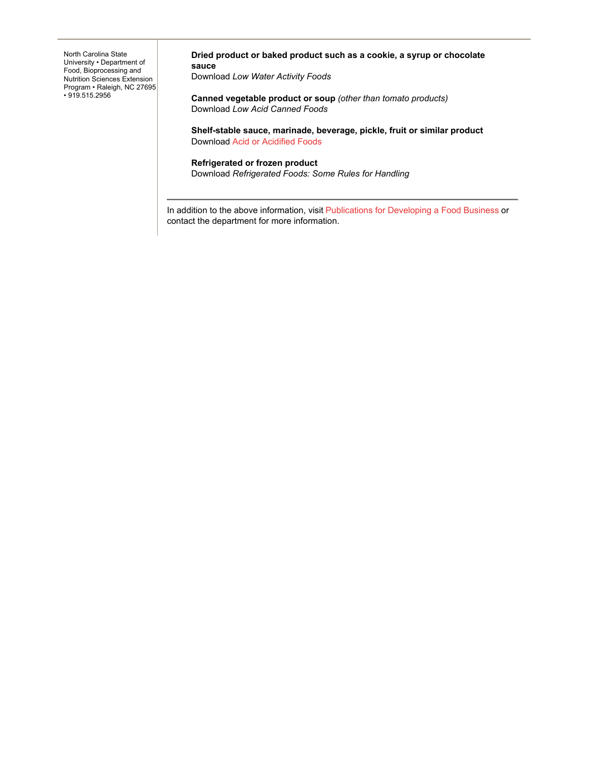North Carolina State University • Department of Food, Bioprocessing and Nutrition Sciences Extension Program • Raleigh, NC 27695 • 919.515.2956

**Dried product or baked product such as a cookie, a syrup or chocolate sauce**
Download *Low Water Activity Foods*

**Canned vegetable product or soup** *(other than tomato products)*
Download *Low Acid Canned Foods*

**Shelf-stable sauce, marinade, beverage, pickle, fruit or similar product**
Download Acid or Acidified Foods

**Refrigerated or frozen product**
Download *Refrigerated Foods: Some Rules for Handling*

---

In addition to the above information, visit Publications for Developing a Food Business or contact the department for more information.